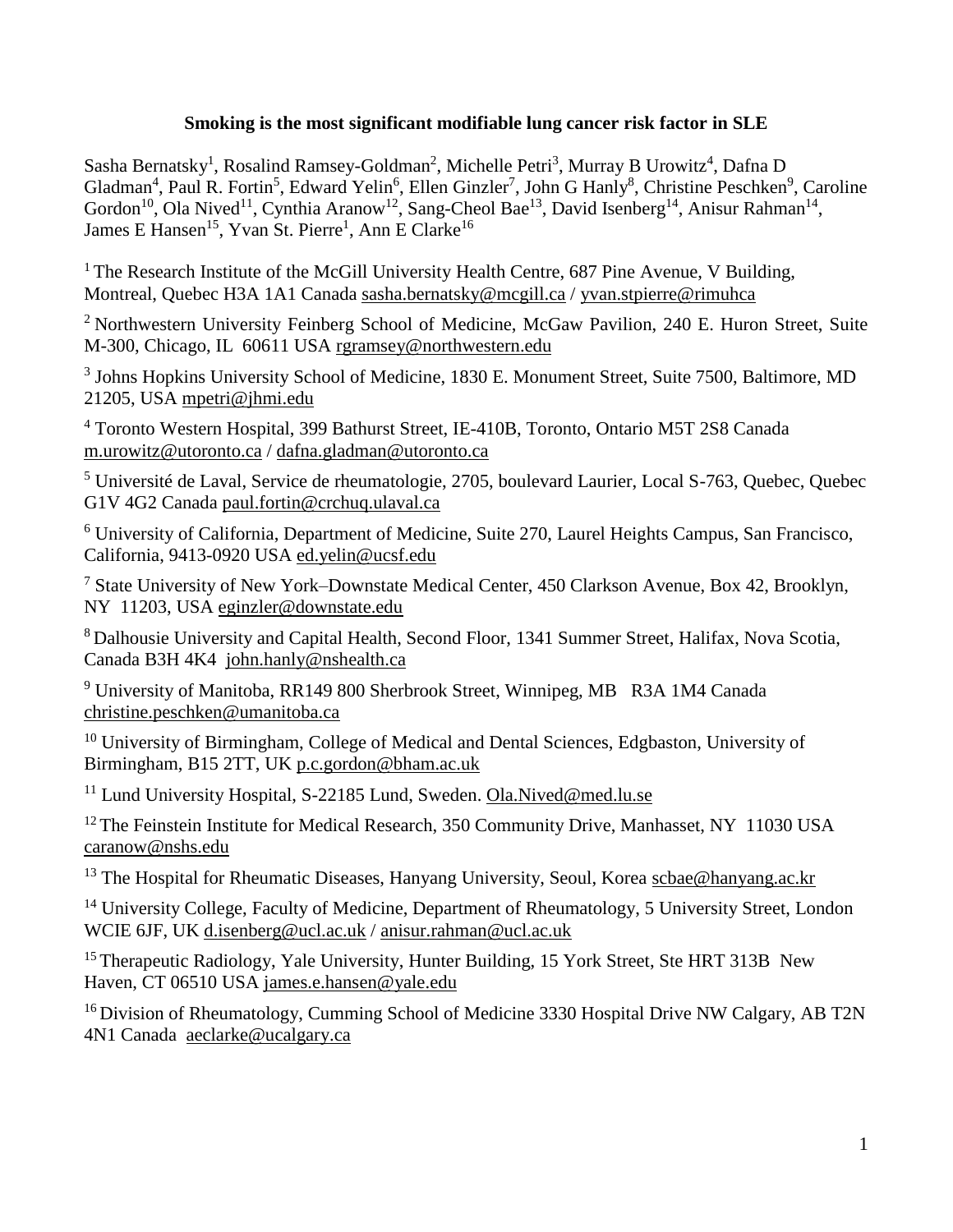**Smoking is the most significant modifiable lung cancer risk factor in SLE**

Sasha Bernatsky[1], Rosalind Ramsey-Goldman[2], Michelle Petri[3], Murray B Urowitz[4], Dafna D Gladman[4], Paul R. Fortin[5], Edward Yelin[6], Ellen Ginzler[7], John G Hanly[8], Christine Peschken[9], Caroline Gordon[10], Ola Nived[11], Cynthia Aranow[12], Sang-Cheol Bae[13], David Isenberg[14], Anisur Rahman[14], James E Hansen[15], Yvan St. Pierre[1], Ann E Clarke[16]

[1] The Research Institute of the McGill University Health Centre, 687 Pine Avenue, V Building, Montreal, Quebec H3A 1A1 Canada sasha.bernatsky@mcgill.ca / yvan.stpierre@rimuhca

[2] Northwestern University Feinberg School of Medicine, McGaw Pavilion, 240 E. Huron Street, Suite M-300, Chicago, IL 60611 USA rgramsey@northwestern.edu

[3] Johns Hopkins University School of Medicine, 1830 E. Monument Street, Suite 7500, Baltimore, MD 21205, USA mpetri@jhmi.edu

[4] Toronto Western Hospital, 399 Bathurst Street, IE-410B, Toronto, Ontario M5T 2S8 Canada m.urowitz@utoronto.ca / dafna.gladman@utoronto.ca

[5] Université de Laval, Service de rheumatologie, 2705, boulevard Laurier, Local S-763, Quebec, Quebec G1V 4G2 Canada paul.fortin@crchuq.ulaval.ca

[6] University of California, Department of Medicine, Suite 270, Laurel Heights Campus, San Francisco, California, 9413-0920 USA ed.yelin@ucsf.edu

[7] State University of New York–Downstate Medical Center, 450 Clarkson Avenue, Box 42, Brooklyn, NY 11203, USA eginzler@downstate.edu

[8] Dalhousie University and Capital Health, Second Floor, 1341 Summer Street, Halifax, Nova Scotia, Canada B3H 4K4 john.hanly@nshealth.ca

[9] University of Manitoba, RR149 800 Sherbrook Street, Winnipeg, MB R3A 1M4 Canada christine.peschken@umanitoba.ca

[10] University of Birmingham, College of Medical and Dental Sciences, Edgbaston, University of Birmingham, B15 2TT, UK p.c.gordon@bham.ac.uk

[11] Lund University Hospital, S-22185 Lund, Sweden. Ola.Nived@med.lu.se

[12] The Feinstein Institute for Medical Research, 350 Community Drive, Manhasset, NY 11030 USA caranow@nshs.edu

[13] The Hospital for Rheumatic Diseases, Hanyang University, Seoul, Korea scbae@hanyang.ac.kr

[14] University College, Faculty of Medicine, Department of Rheumatology, 5 University Street, London WCIE 6JF, UK d.isenberg@ucl.ac.uk / anisur.rahman@ucl.ac.uk

[15] Therapeutic Radiology, Yale University, Hunter Building, 15 York Street, Ste HRT 313B New Haven, CT 06510 USA james.e.hansen@yale.edu

[16] Division of Rheumatology, Cumming School of Medicine 3330 Hospital Drive NW Calgary, AB T2N 4N1 Canada aeclarke@ucalgary.ca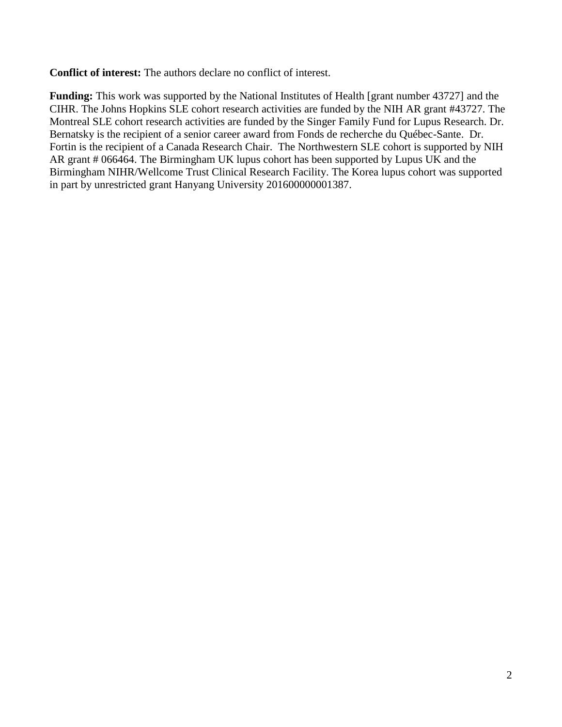**Conflict of interest:** The authors declare no conflict of interest.

**Funding:** This work was supported by the National Institutes of Health [grant number 43727] and the CIHR. The Johns Hopkins SLE cohort research activities are funded by the NIH AR grant #43727. The Montreal SLE cohort research activities are funded by the Singer Family Fund for Lupus Research. Dr. Bernatsky is the recipient of a senior career award from Fonds de recherche du Québec-Sante. Dr. Fortin is the recipient of a Canada Research Chair. The Northwestern SLE cohort is supported by NIH AR grant # 066464. The Birmingham UK lupus cohort has been supported by Lupus UK and the Birmingham NIHR/Wellcome Trust Clinical Research Facility. The Korea lupus cohort was supported in part by unrestricted grant Hanyang University 201600000001387.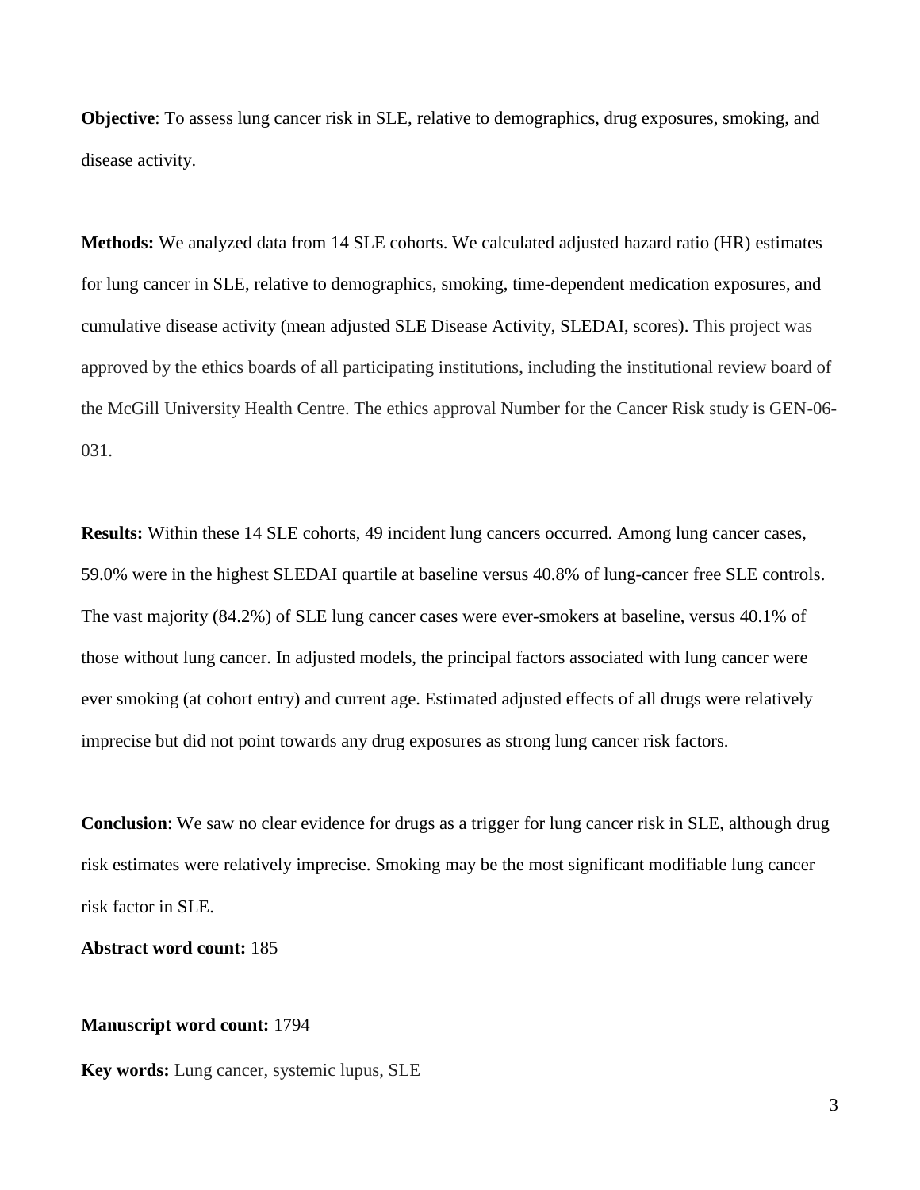**Objective**: To assess lung cancer risk in SLE, relative to demographics, drug exposures, smoking, and disease activity.

**Methods:** We analyzed data from 14 SLE cohorts. We calculated adjusted hazard ratio (HR) estimates for lung cancer in SLE, relative to demographics, smoking, time-dependent medication exposures, and cumulative disease activity (mean adjusted SLE Disease Activity, SLEDAI, scores). This project was approved by the ethics boards of all participating institutions, including the institutional review board of the McGill University Health Centre. The ethics approval Number for the Cancer Risk study is GEN-06-031.

**Results:** Within these 14 SLE cohorts, 49 incident lung cancers occurred. Among lung cancer cases, 59.0% were in the highest SLEDAI quartile at baseline versus 40.8% of lung-cancer free SLE controls. The vast majority (84.2%) of SLE lung cancer cases were ever-smokers at baseline, versus 40.1% of those without lung cancer. In adjusted models, the principal factors associated with lung cancer were ever smoking (at cohort entry) and current age. Estimated adjusted effects of all drugs were relatively imprecise but did not point towards any drug exposures as strong lung cancer risk factors.

**Conclusion**: We saw no clear evidence for drugs as a trigger for lung cancer risk in SLE, although drug risk estimates were relatively imprecise. Smoking may be the most significant modifiable lung cancer risk factor in SLE.

**Abstract word count:** 185

**Manuscript word count:** 1794

**Key words:** Lung cancer, systemic lupus, SLE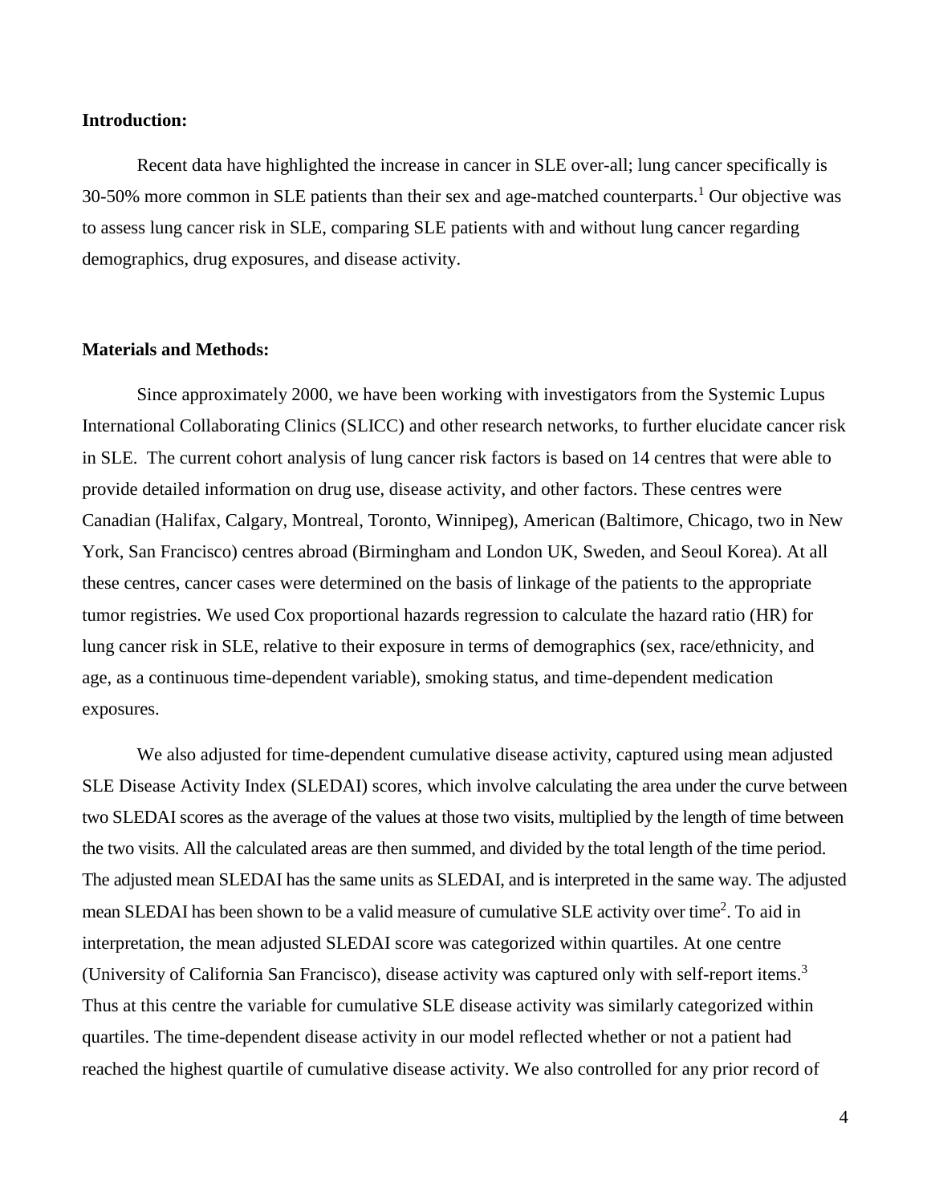**Introduction:**

Recent data have highlighted the increase in cancer in SLE over-all; lung cancer specifically is 30-50% more common in SLE patients than their sex and age-matched counterparts.[1] Our objective was to assess lung cancer risk in SLE, comparing SLE patients with and without lung cancer regarding demographics, drug exposures, and disease activity.

**Materials and Methods:**

Since approximately 2000, we have been working with investigators from the Systemic Lupus International Collaborating Clinics (SLICC) and other research networks, to further elucidate cancer risk in SLE. The current cohort analysis of lung cancer risk factors is based on 14 centres that were able to provide detailed information on drug use, disease activity, and other factors. These centres were Canadian (Halifax, Calgary, Montreal, Toronto, Winnipeg), American (Baltimore, Chicago, two in New York, San Francisco) centres abroad (Birmingham and London UK, Sweden, and Seoul Korea). At all these centres, cancer cases were determined on the basis of linkage of the patients to the appropriate tumor registries. We used Cox proportional hazards regression to calculate the hazard ratio (HR) for lung cancer risk in SLE, relative to their exposure in terms of demographics (sex, race/ethnicity, and age, as a continuous time-dependent variable), smoking status, and time-dependent medication exposures.

We also adjusted for time-dependent cumulative disease activity, captured using mean adjusted SLE Disease Activity Index (SLEDAI) scores, which involve calculating the area under the curve between two SLEDAI scores as the average of the values at those two visits, multiplied by the length of time between the two visits. All the calculated areas are then summed, and divided by the total length of the time period. The adjusted mean SLEDAI has the same units as SLEDAI, and is interpreted in the same way. The adjusted mean SLEDAI has been shown to be a valid measure of cumulative SLE activity over time[2]. To aid in interpretation, the mean adjusted SLEDAI score was categorized within quartiles. At one centre (University of California San Francisco), disease activity was captured only with self-report items.[3] Thus at this centre the variable for cumulative SLE disease activity was similarly categorized within quartiles. The time-dependent disease activity in our model reflected whether or not a patient had reached the highest quartile of cumulative disease activity. We also controlled for any prior record of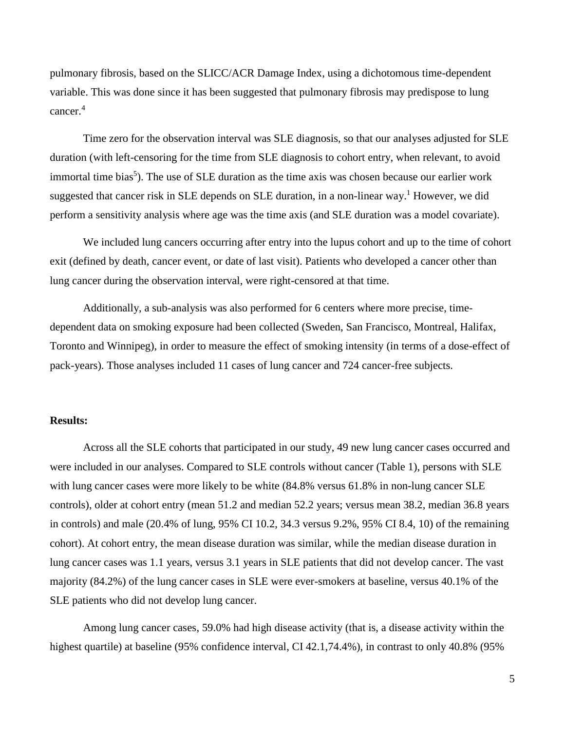pulmonary fibrosis, based on the SLICC/ACR Damage Index, using a dichotomous time-dependent variable. This was done since it has been suggested that pulmonary fibrosis may predispose to lung cancer.[4]

Time zero for the observation interval was SLE diagnosis, so that our analyses adjusted for SLE duration (with left-censoring for the time from SLE diagnosis to cohort entry, when relevant, to avoid immortal time bias[5]). The use of SLE duration as the time axis was chosen because our earlier work suggested that cancer risk in SLE depends on SLE duration, in a non-linear way.[1] However, we did perform a sensitivity analysis where age was the time axis (and SLE duration was a model covariate).

We included lung cancers occurring after entry into the lupus cohort and up to the time of cohort exit (defined by death, cancer event, or date of last visit). Patients who developed a cancer other than lung cancer during the observation interval, were right-censored at that time.

Additionally, a sub-analysis was also performed for 6 centers where more precise, time-dependent data on smoking exposure had been collected (Sweden, San Francisco, Montreal, Halifax, Toronto and Winnipeg), in order to measure the effect of smoking intensity (in terms of a dose-effect of pack-years). Those analyses included 11 cases of lung cancer and 724 cancer-free subjects.

**Results:**

Across all the SLE cohorts that participated in our study, 49 new lung cancer cases occurred and were included in our analyses. Compared to SLE controls without cancer (Table 1), persons with SLE with lung cancer cases were more likely to be white (84.8% versus 61.8% in non-lung cancer SLE controls), older at cohort entry (mean 51.2 and median 52.2 years; versus mean 38.2, median 36.8 years in controls) and male (20.4% of lung, 95% CI 10.2, 34.3 versus 9.2%, 95% CI 8.4, 10) of the remaining cohort). At cohort entry, the mean disease duration was similar, while the median disease duration in lung cancer cases was 1.1 years, versus 3.1 years in SLE patients that did not develop cancer. The vast majority (84.2%) of the lung cancer cases in SLE were ever-smokers at baseline, versus 40.1% of the SLE patients who did not develop lung cancer.

Among lung cancer cases, 59.0% had high disease activity (that is, a disease activity within the highest quartile) at baseline (95% confidence interval, CI 42.1,74.4%), in contrast to only 40.8% (95%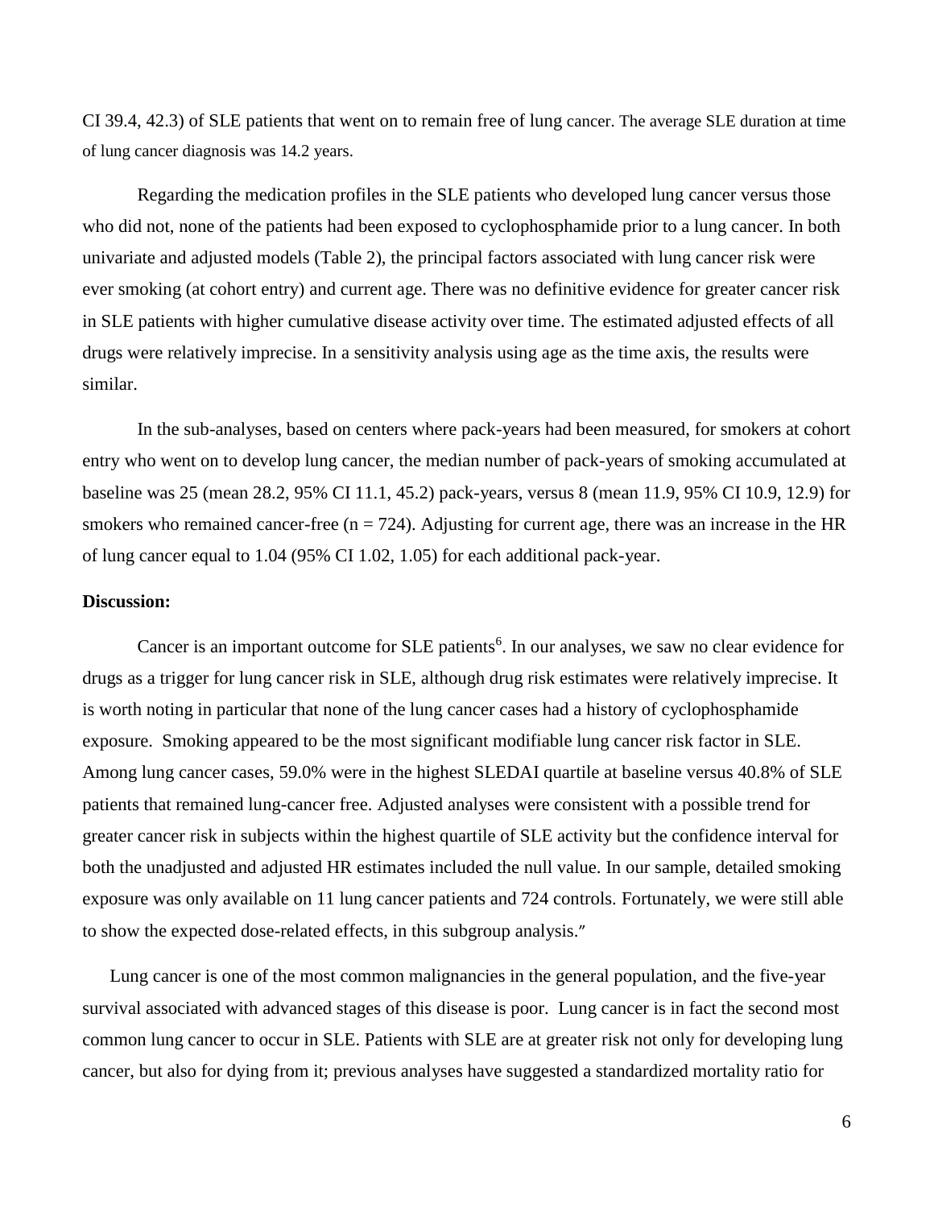CI 39.4, 42.3) of SLE patients that went on to remain free of lung cancer. The average SLE duration at time of lung cancer diagnosis was 14.2 years.

Regarding the medication profiles in the SLE patients who developed lung cancer versus those who did not, none of the patients had been exposed to cyclophosphamide prior to a lung cancer. In both univariate and adjusted models (Table 2), the principal factors associated with lung cancer risk were ever smoking (at cohort entry) and current age. There was no definitive evidence for greater cancer risk in SLE patients with higher cumulative disease activity over time. The estimated adjusted effects of all drugs were relatively imprecise. In a sensitivity analysis using age as the time axis, the results were similar.

In the sub-analyses, based on centers where pack-years had been measured, for smokers at cohort entry who went on to develop lung cancer, the median number of pack-years of smoking accumulated at baseline was 25 (mean 28.2, 95% CI 11.1, 45.2) pack-years, versus 8 (mean 11.9, 95% CI 10.9, 12.9) for smokers who remained cancer-free (n = 724). Adjusting for current age, there was an increase in the HR of lung cancer equal to 1.04 (95% CI 1.02, 1.05) for each additional pack-year.

**Discussion:**

Cancer is an important outcome for SLE patients[6]. In our analyses, we saw no clear evidence for drugs as a trigger for lung cancer risk in SLE, although drug risk estimates were relatively imprecise. It is worth noting in particular that none of the lung cancer cases had a history of cyclophosphamide exposure. Smoking appeared to be the most significant modifiable lung cancer risk factor in SLE. Among lung cancer cases, 59.0% were in the highest SLEDAI quartile at baseline versus 40.8% of SLE patients that remained lung-cancer free. Adjusted analyses were consistent with a possible trend for greater cancer risk in subjects within the highest quartile of SLE activity but the confidence interval for both the unadjusted and adjusted HR estimates included the null value. In our sample, detailed smoking exposure was only available on 11 lung cancer patients and 724 controls. Fortunately, we were still able to show the expected dose-related effects, in this subgroup analysis."

Lung cancer is one of the most common malignancies in the general population, and the five-year survival associated with advanced stages of this disease is poor. Lung cancer is in fact the second most common lung cancer to occur in SLE. Patients with SLE are at greater risk not only for developing lung cancer, but also for dying from it; previous analyses have suggested a standardized mortality ratio for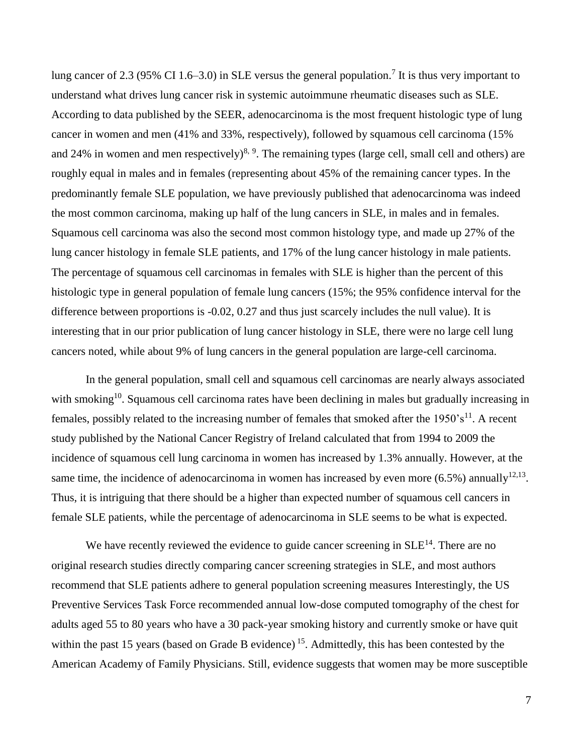lung cancer of 2.3 (95% CI 1.6–3.0) in SLE versus the general population.[7] It is thus very important to understand what drives lung cancer risk in systemic autoimmune rheumatic diseases such as SLE. According to data published by the SEER, adenocarcinoma is the most frequent histologic type of lung cancer in women and men (41% and 33%, respectively), followed by squamous cell carcinoma (15% and 24% in women and men respectively)[8, 9]. The remaining types (large cell, small cell and others) are roughly equal in males and in females (representing about 45% of the remaining cancer types. In the predominantly female SLE population, we have previously published that adenocarcinoma was indeed the most common carcinoma, making up half of the lung cancers in SLE, in males and in females. Squamous cell carcinoma was also the second most common histology type, and made up 27% of the lung cancer histology in female SLE patients, and 17% of the lung cancer histology in male patients. The percentage of squamous cell carcinomas in females with SLE is higher than the percent of this histologic type in general population of female lung cancers (15%; the 95% confidence interval for the difference between proportions is -0.02, 0.27 and thus just scarcely includes the null value). It is interesting that in our prior publication of lung cancer histology in SLE, there were no large cell lung cancers noted, while about 9% of lung cancers in the general population are large-cell carcinoma.

In the general population, small cell and squamous cell carcinomas are nearly always associated with smoking[10]. Squamous cell carcinoma rates have been declining in males but gradually increasing in females, possibly related to the increasing number of females that smoked after the 1950's[11]. A recent study published by the National Cancer Registry of Ireland calculated that from 1994 to 2009 the incidence of squamous cell lung carcinoma in women has increased by 1.3% annually. However, at the same time, the incidence of adenocarcinoma in women has increased by even more (6.5%) annually[12,13]. Thus, it is intriguing that there should be a higher than expected number of squamous cell cancers in female SLE patients, while the percentage of adenocarcinoma in SLE seems to be what is expected.

We have recently reviewed the evidence to guide cancer screening in SLE[14]. There are no original research studies directly comparing cancer screening strategies in SLE, and most authors recommend that SLE patients adhere to general population screening measures Interestingly, the US Preventive Services Task Force recommended annual low-dose computed tomography of the chest for adults aged 55 to 80 years who have a 30 pack-year smoking history and currently smoke or have quit within the past 15 years (based on Grade B evidence) [15]. Admittedly, this has been contested by the American Academy of Family Physicians. Still, evidence suggests that women may be more susceptible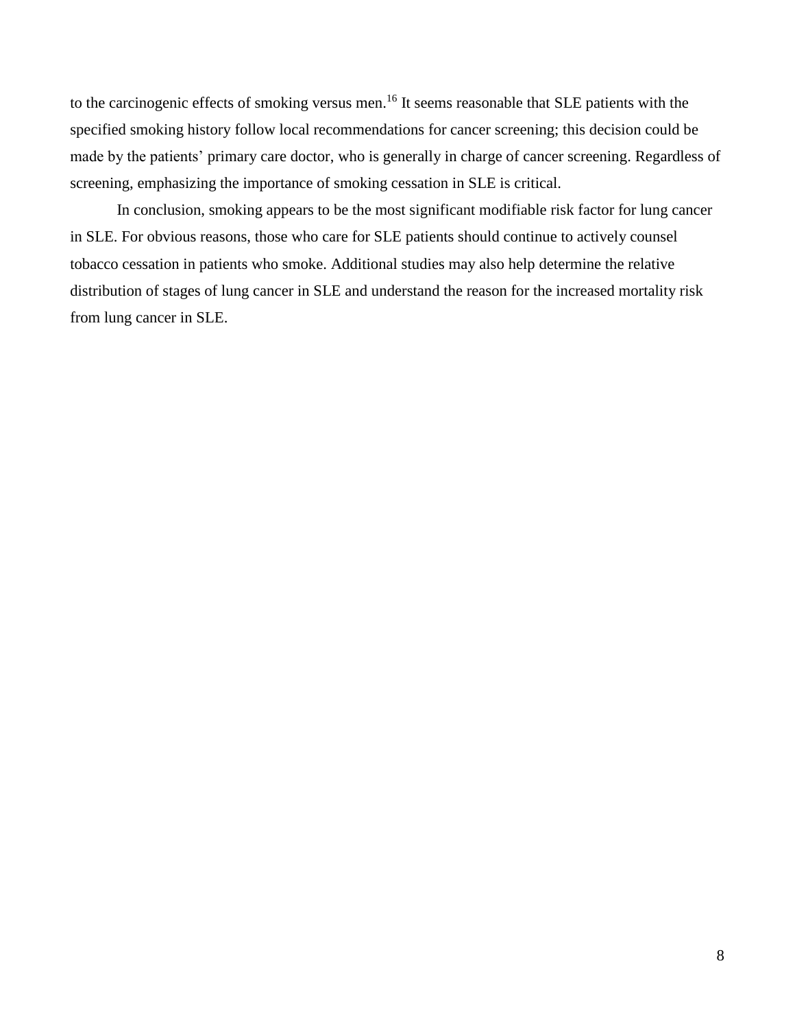to the carcinogenic effects of smoking versus men.[16] It seems reasonable that SLE patients with the specified smoking history follow local recommendations for cancer screening; this decision could be made by the patients' primary care doctor, who is generally in charge of cancer screening. Regardless of screening, emphasizing the importance of smoking cessation in SLE is critical.

In conclusion, smoking appears to be the most significant modifiable risk factor for lung cancer in SLE. For obvious reasons, those who care for SLE patients should continue to actively counsel tobacco cessation in patients who smoke. Additional studies may also help determine the relative distribution of stages of lung cancer in SLE and understand the reason for the increased mortality risk from lung cancer in SLE.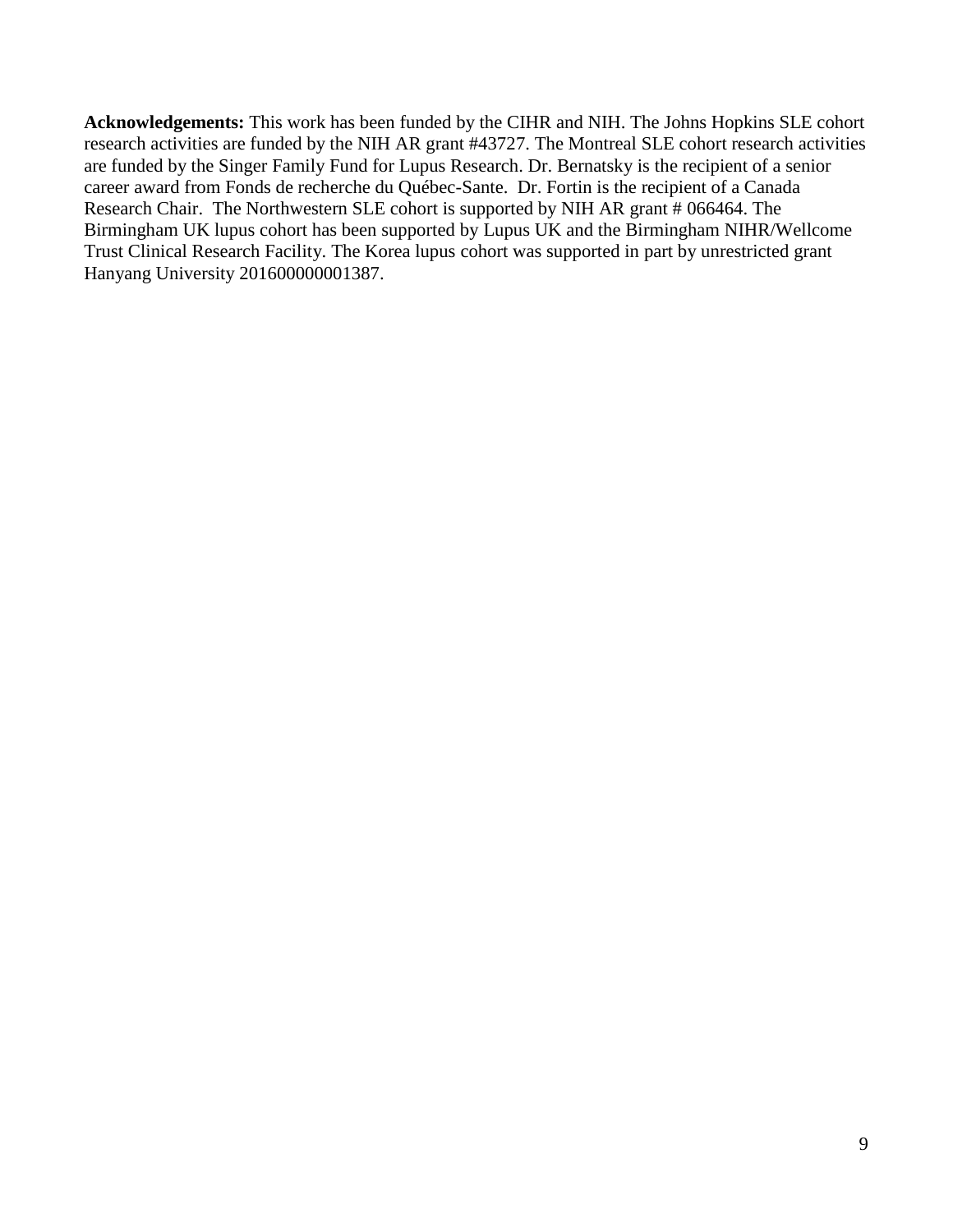**Acknowledgements:** This work has been funded by the CIHR and NIH. The Johns Hopkins SLE cohort research activities are funded by the NIH AR grant #43727. The Montreal SLE cohort research activities are funded by the Singer Family Fund for Lupus Research. Dr. Bernatsky is the recipient of a senior career award from Fonds de recherche du Québec-Sante. Dr. Fortin is the recipient of a Canada Research Chair. The Northwestern SLE cohort is supported by NIH AR grant # 066464. The Birmingham UK lupus cohort has been supported by Lupus UK and the Birmingham NIHR/Wellcome Trust Clinical Research Facility. The Korea lupus cohort was supported in part by unrestricted grant Hanyang University 201600000001387.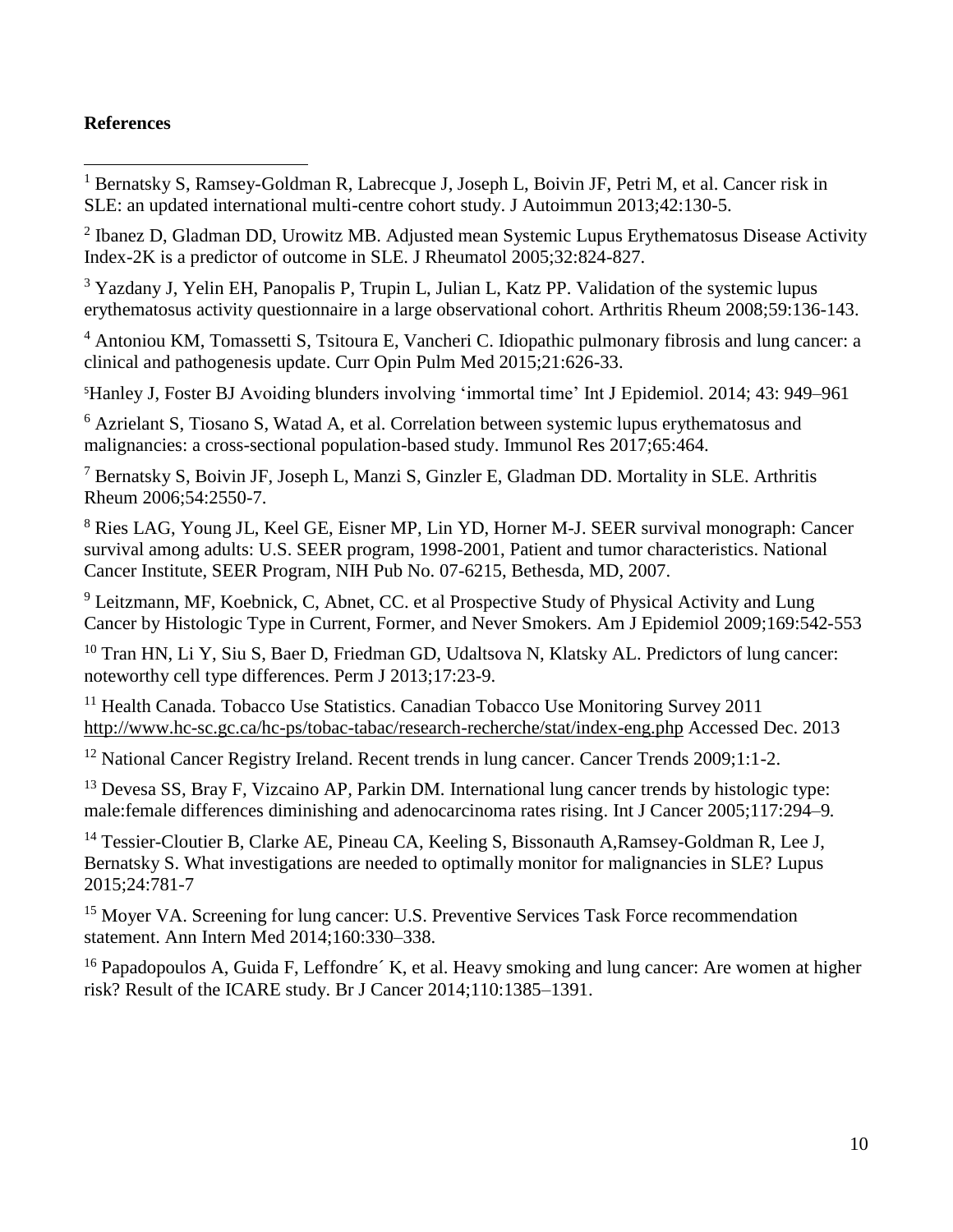**References**

[1] Bernatsky S, Ramsey-Goldman R, Labrecque J, Joseph L, Boivin JF, Petri M, et al. Cancer risk in SLE: an updated international multi-centre cohort study. J Autoimmun 2013;42:130-5.

[2] Ibanez D, Gladman DD, Urowitz MB. Adjusted mean Systemic Lupus Erythematosus Disease Activity Index-2K is a predictor of outcome in SLE. J Rheumatol 2005;32:824-827.

[3] Yazdany J, Yelin EH, Panopalis P, Trupin L, Julian L, Katz PP. Validation of the systemic lupus erythematosus activity questionnaire in a large observational cohort. Arthritis Rheum 2008;59:136-143.

[4] Antoniou KM, Tomassetti S, Tsitoura E, Vancheri C. Idiopathic pulmonary fibrosis and lung cancer: a clinical and pathogenesis update. Curr Opin Pulm Med 2015;21:626-33.

[5] Hanley J, Foster BJ Avoiding blunders involving 'immortal time' Int J Epidemiol. 2014; 43: 949–961

[6] Azrielant S, Tiosano S, Watad A, et al. Correlation between systemic lupus erythematosus and malignancies: a cross-sectional population-based study. Immunol Res 2017;65:464.

[7] Bernatsky S, Boivin JF, Joseph L, Manzi S, Ginzler E, Gladman DD. Mortality in SLE. Arthritis Rheum 2006;54:2550-7.

[8] Ries LAG, Young JL, Keel GE, Eisner MP, Lin YD, Horner M-J. SEER survival monograph: Cancer survival among adults: U.S. SEER program, 1998-2001, Patient and tumor characteristics. National Cancer Institute, SEER Program, NIH Pub No. 07-6215, Bethesda, MD, 2007.

[9] Leitzmann, MF, Koebnick, C, Abnet, CC. et al Prospective Study of Physical Activity and Lung Cancer by Histologic Type in Current, Former, and Never Smokers. Am J Epidemiol 2009;169:542-553

[10] Tran HN, Li Y, Siu S, Baer D, Friedman GD, Udaltsova N, Klatsky AL. Predictors of lung cancer: noteworthy cell type differences. Perm J 2013;17:23-9.

[11] Health Canada. Tobacco Use Statistics. Canadian Tobacco Use Monitoring Survey 2011 http://www.hc-sc.gc.ca/hc-ps/tobac-tabac/research-recherche/stat/index-eng.php Accessed Dec. 2013

[12] National Cancer Registry Ireland. Recent trends in lung cancer. Cancer Trends 2009;1:1-2.

[13] Devesa SS, Bray F, Vizcaino AP, Parkin DM. International lung cancer trends by histologic type: male:female differences diminishing and adenocarcinoma rates rising. Int J Cancer 2005;117:294–9.

[14] Tessier-Cloutier B, Clarke AE, Pineau CA, Keeling S, Bissonauth A,Ramsey-Goldman R, Lee J, Bernatsky S. What investigations are needed to optimally monitor for malignancies in SLE? Lupus 2015;24:781-7

[15] Moyer VA. Screening for lung cancer: U.S. Preventive Services Task Force recommendation statement. Ann Intern Med 2014;160:330–338.

[16] Papadopoulos A, Guida F, Leffondre´ K, et al. Heavy smoking and lung cancer: Are women at higher risk? Result of the ICARE study. Br J Cancer 2014;110:1385–1391.